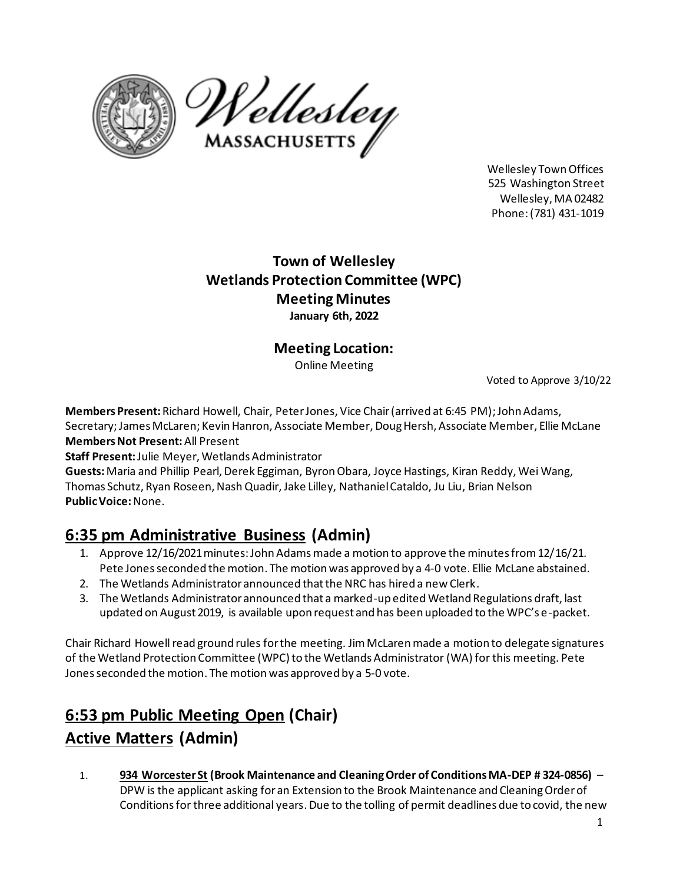Wellesley Town Offices
525 Washington Street
Wellesley, MA 02482
Phone: (781) 431-1019

# Town of Wellesley
# Wetlands Protection Committee (WPC)
# Meeting Minutes
**January 6th, 2022**

## Meeting Location:
Online Meeting

Voted to Approve 3/10/22

**Members Present:** Richard Howell, Chair, Peter Jones, Vice Chair (arrived at 6:45 PM); John Adams, Secretary; James McLaren; Kevin Hanron, Associate Member, Doug Hersh, Associate Member, Ellie McLane
**Members Not Present:** All Present
**Staff Present:** Julie Meyer, Wetlands Administrator
**Guests:** Maria and Phillip Pearl, Derek Eggiman, Byron Obara, Joyce Hastings, Kiran Reddy, Wei Wang, Thomas Schutz, Ryan Roseen, Nash Quadir, Jake Lilley, Nathaniel Cataldo, Ju Liu, Brian Nelson
**Public Voice:** None.

## 6:35 pm Administrative Business (Admin)

1. Approve 12/16/2021 minutes: John Adams made a motion to approve the minutes from 12/16/21. Pete Jones seconded the motion. The motion was approved by a 4-0 vote. Ellie McLane abstained.
2. The Wetlands Administrator announced that the NRC has hired a new Clerk.
3. The Wetlands Administrator announced that a marked-up edited Wetland Regulations draft, last updated on August 2019, is available upon request and has been uploaded to the WPC's e-packet.

Chair Richard Howell read ground rules for the meeting. Jim McLaren made a motion to delegate signatures of the Wetland Protection Committee (WPC) to the Wetlands Administrator (WA) for this meeting. Pete Jones seconded the motion. The motion was approved by a 5-0 vote.

## 6:53 pm Public Meeting Open (Chair)

## Active Matters (Admin)

1. **934 Worcester St (Brook Maintenance and Cleaning Order of Conditions MA-DEP # 324-0856)** – DPW is the applicant asking for an Extension to the Brook Maintenance and Cleaning Order of Conditions for three additional years. Due to the tolling of permit deadlines due to covid, the new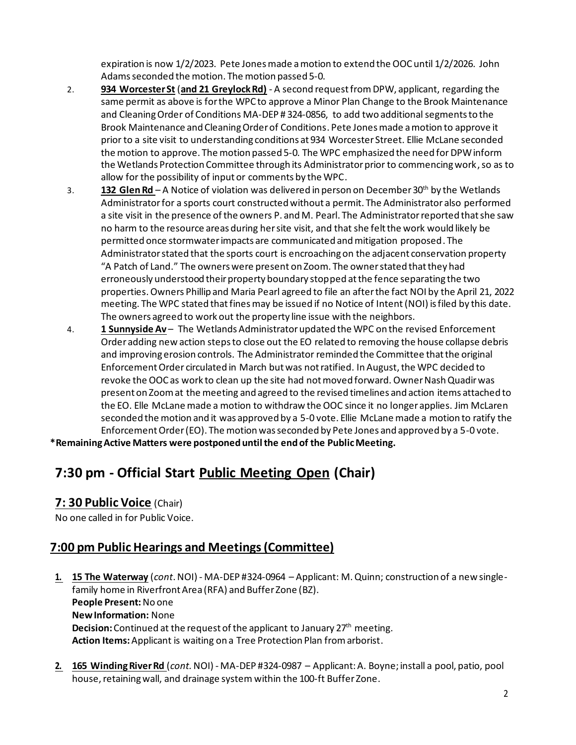expiration is now 1/2/2023. Pete Jones made a motion to extend the OOC until 1/2/2026. John Adams seconded the motion. The motion passed 5-0.

2. **934 Worcester St** (**and 21 Greylock Rd)** - A second request from DPW, applicant, regarding the same permit as above is for the WPC to approve a Minor Plan Change to the Brook Maintenance and Cleaning Order of Conditions MA-DEP # 324-0856, to add two additional segments to the Brook Maintenance and Cleaning Order of Conditions. Pete Jones made a motion to approve it prior to a site visit to understanding conditions at 934 Worcester Street. Ellie McLane seconded the motion to approve. The motion passed 5-0. The WPC emphasized the need for DPW inform the Wetlands Protection Committee through its Administrator prior to commencing work, so as to allow for the possibility of input or comments by the WPC.
3. **132 Glen Rd** – A Notice of violation was delivered in person on December 30th by the Wetlands Administrator for a sports court constructed without a permit. The Administrator also performed a site visit in the presence of the owners P. and M. Pearl. The Administrator reported that she saw no harm to the resource areas during her site visit, and that she felt the work would likely be permitted once stormwater impacts are communicated and mitigation proposed. The Administrator stated that the sports court is encroaching on the adjacent conservation property "A Patch of Land." The owners were present on Zoom. The owner stated that they had erroneously understood their property boundary stopped at the fence separating the two properties. Owners Phillip and Maria Pearl agreed to file an after the fact NOI by the April 21, 2022 meeting. The WPC stated that fines may be issued if no Notice of Intent (NOI) is filed by this date. The owners agreed to work out the property line issue with the neighbors.
4. **1 Sunnyside Av** – The Wetlands Administrator updated the WPC on the revised Enforcement Order adding new action steps to close out the EO related to removing the house collapse debris and improving erosion controls. The Administrator reminded the Committee that the original Enforcement Order circulated in March but was not ratified. In August, the WPC decided to revoke the OOC as work to clean up the site had not moved forward. Owner Nash Quadir was present on Zoom at the meeting and agreed to the revised timelines and action items attached to the EO. Elle McLane made a motion to withdraw the OOC since it no longer applies. Jim McLaren seconded the motion and it was approved by a 5-0 vote. Ellie McLane made a motion to ratify the Enforcement Order (EO). The motion was seconded by Pete Jones and approved by a 5-0 vote.

**\*Remaining Active Matters were postponed until the end of the Public Meeting.**

## 7:30 pm - Official Start Public Meeting Open (Chair)

### 7: 30 Public Voice (Chair)

No one called in for Public Voice.

### 7:00 pm Public Hearings and Meetings (Committee)

1. **15 The Waterway** (*cont.* NOI) - MA-DEP #324-0964 – Applicant: M. Quinn; construction of a new single-family home in Riverfront Area (RFA) and Buffer Zone (BZ).
   **People Present:** No one
   **New Information:** None
   **Decision:** Continued at the request of the applicant to January 27th meeting.
   **Action Items:** Applicant is waiting on a Tree Protection Plan from arborist.

2. **165 Winding River Rd** (*cont.* NOI) - MA-DEP #324-0987 – Applicant: A. Boyne; install a pool, patio, pool house, retaining wall, and drainage system within the 100-ft Buffer Zone.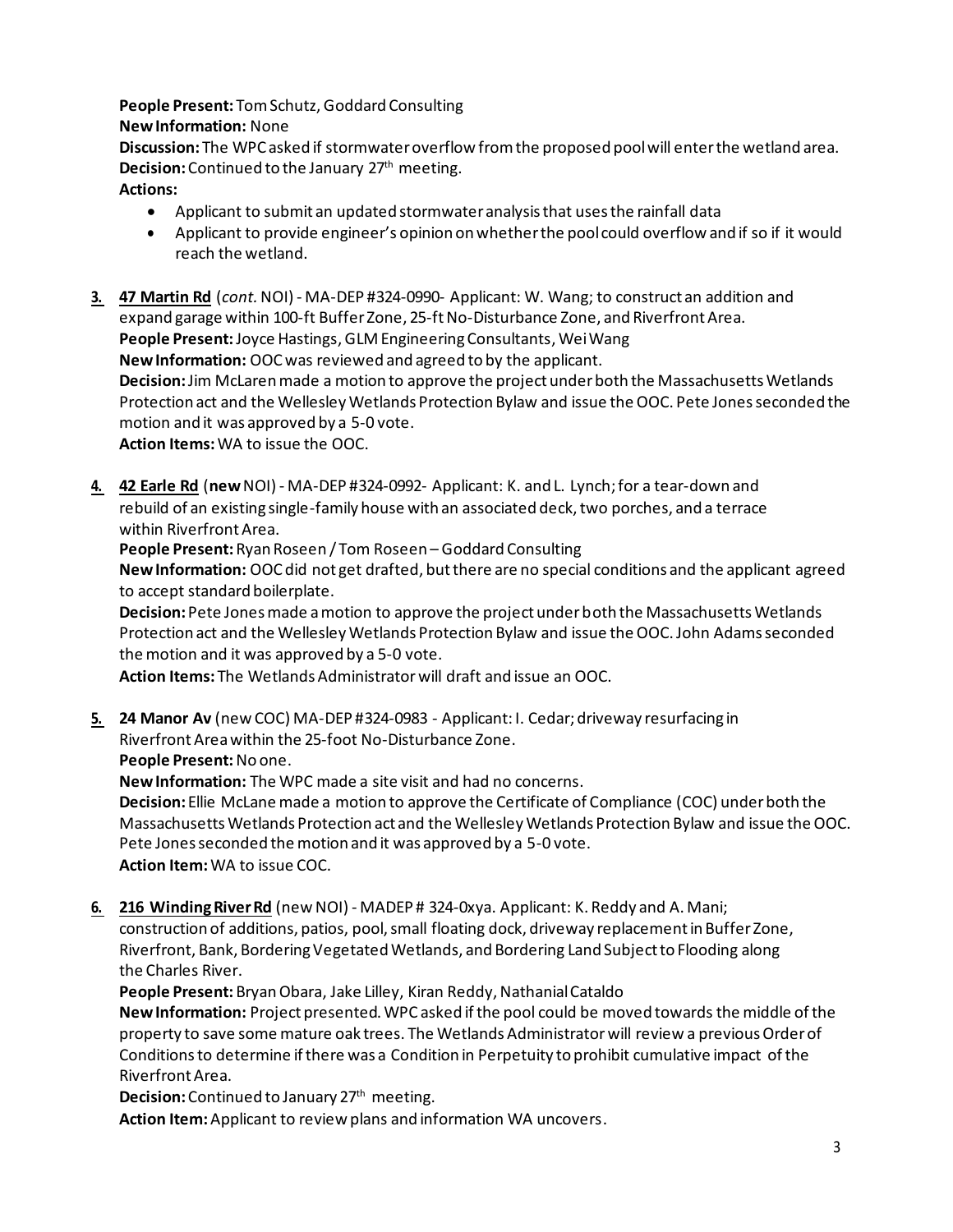**People Present:** Tom Schutz, Goddard Consulting

**New Information:** None

**Discussion:** The WPC asked if stormwater overflow from the proposed pool will enter the wetland area.

**Decision:** Continued to the January 27th meeting.

**Actions:**

- Applicant to submit an updated stormwater analysis that uses the rainfall data
- Applicant to provide engineer's opinion on whether the pool could overflow and if so if it would reach the wetland.

3. **47 Martin Rd** (*cont.* NOI) - MA-DEP #324-0990- Applicant: W. Wang; to construct an addition and expand garage within 100-ft Buffer Zone, 25-ft No-Disturbance Zone, and Riverfront Area.
   **People Present:** Joyce Hastings, GLM Engineering Consultants, Wei Wang
   **New Information:** OOC was reviewed and agreed to by the applicant.
   **Decision:** Jim McLaren made a motion to approve the project under both the Massachusetts Wetlands Protection act and the Wellesley Wetlands Protection Bylaw and issue the OOC. Pete Jones seconded the motion and it was approved by a 5-0 vote.
   **Action Items:** WA to issue the OOC.

4. **42 Earle Rd** (**new** NOI) - MA-DEP #324-0992- Applicant: K. and L. Lynch; for a tear-down and rebuild of an existing single-family house with an associated deck, two porches, and a terrace within Riverfront Area.
   **People Present:** Ryan Roseen / Tom Roseen – Goddard Consulting
   **New Information:** OOC did not get drafted, but there are no special conditions and the applicant agreed to accept standard boilerplate.
   **Decision:** Pete Jones made a motion to approve the project under both the Massachusetts Wetlands Protection act and the Wellesley Wetlands Protection Bylaw and issue the OOC. John Adams seconded the motion and it was approved by a 5-0 vote.
   **Action Items:** The Wetlands Administrator will draft and issue an OOC.

5. **24 Manor Av** (new COC) MA-DEP #324-0983 - Applicant: I. Cedar; driveway resurfacing in Riverfront Area within the 25-foot No-Disturbance Zone.
   **People Present:** No one.
   **New Information:** The WPC made a site visit and had no concerns.
   **Decision:** Ellie McLane made a motion to approve the Certificate of Compliance (COC) under both the Massachusetts Wetlands Protection act and the Wellesley Wetlands Protection Bylaw and issue the OOC. Pete Jones seconded the motion and it was approved by a 5-0 vote.
   **Action Item:** WA to issue COC.

6. **216 Winding River Rd** (new NOI) - MADEP # 324-0xya. Applicant: K. Reddy and A. Mani; construction of additions, patios, pool, small floating dock, driveway replacement in Buffer Zone, Riverfront, Bank, Bordering Vegetated Wetlands, and Bordering Land Subject to Flooding along the Charles River.
   **People Present:** Bryan Obara, Jake Lilley, Kiran Reddy, Nathanial Cataldo
   **New Information:** Project presented. WPC asked if the pool could be moved towards the middle of the property to save some mature oak trees. The Wetlands Administrator will review a previous Order of Conditions to determine if there was a Condition in Perpetuity to prohibit cumulative impact of the Riverfront Area.
   **Decision:** Continued to January 27th meeting.
   **Action Item:** Applicant to review plans and information WA uncovers.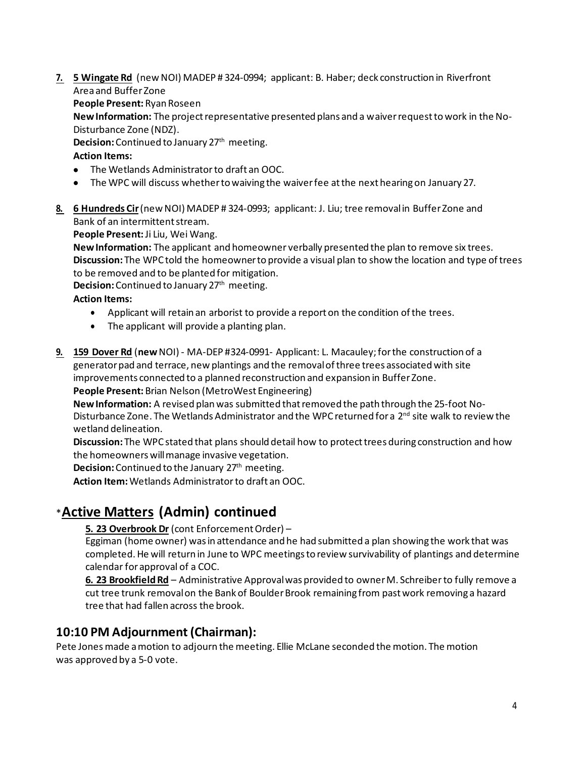7. **5 Wingate Rd** (new NOI) MADEP # 324-0994; applicant: B. Haber; deck construction in Riverfront Area and Buffer Zone
   **People Present:** Ryan Roseen
   **New Information:** The project representative presented plans and a waiver request to work in the No-Disturbance Zone (NDZ).
   **Decision:** Continued to January 27th meeting.
   **Action Items:**
   - The Wetlands Administrator to draft an OOC.
   - The WPC will discuss whether to waiving the waiver fee at the next hearing on January 27.

8. **6 Hundreds Cir** (new NOI) MADEP # 324-0993; applicant: J. Liu; tree removal in Buffer Zone and Bank of an intermittent stream.
   **People Present:** Ji Liu, Wei Wang.
   **New Information:** The applicant and homeowner verbally presented the plan to remove six trees.
   **Discussion:** The WPC told the homeowner to provide a visual plan to show the location and type of trees to be removed and to be planted for mitigation.
   **Decision:** Continued to January 27th meeting.
   **Action Items:**
   - Applicant will retain an arborist to provide a report on the condition of the trees.
   - The applicant will provide a planting plan.

9. **159 Dover Rd** (**new** NOI) - MA-DEP #324-0991- Applicant: L. Macauley; for the construction of a generator pad and terrace, new plantings and the removal of three trees associated with site improvements connected to a planned reconstruction and expansion in Buffer Zone.
   **People Present:** Brian Nelson (MetroWest Engineering)
   **New Information:** A revised plan was submitted that removed the path through the 25-foot No-Disturbance Zone. The Wetlands Administrator and the WPC returned for a 2nd site walk to review the wetland delineation.
   **Discussion:** The WPC stated that plans should detail how to protect trees during construction and how the homeowners will manage invasive vegetation.
   **Decision:** Continued to the January 27th meeting.
   **Action Item:** Wetlands Administrator to draft an OOC.

# *Active Matters (Admin) continued

**5. 23 Overbrook Dr** (cont Enforcement Order) –
Eggiman (home owner) was in attendance and he had submitted a plan showing the work that was completed. He will return in June to WPC meetings to review survivability of plantings and determine calendar for approval of a COC.

**6. 23 Brookfield Rd** – Administrative Approval was provided to owner M. Schreiber to fully remove a cut tree trunk removal on the Bank of Boulder Brook remaining from past work removing a hazard tree that had fallen across the brook.

## 10:10 PM Adjournment (Chairman):

Pete Jones made a motion to adjourn the meeting. Ellie McLane seconded the motion. The motion was approved by a 5-0 vote.